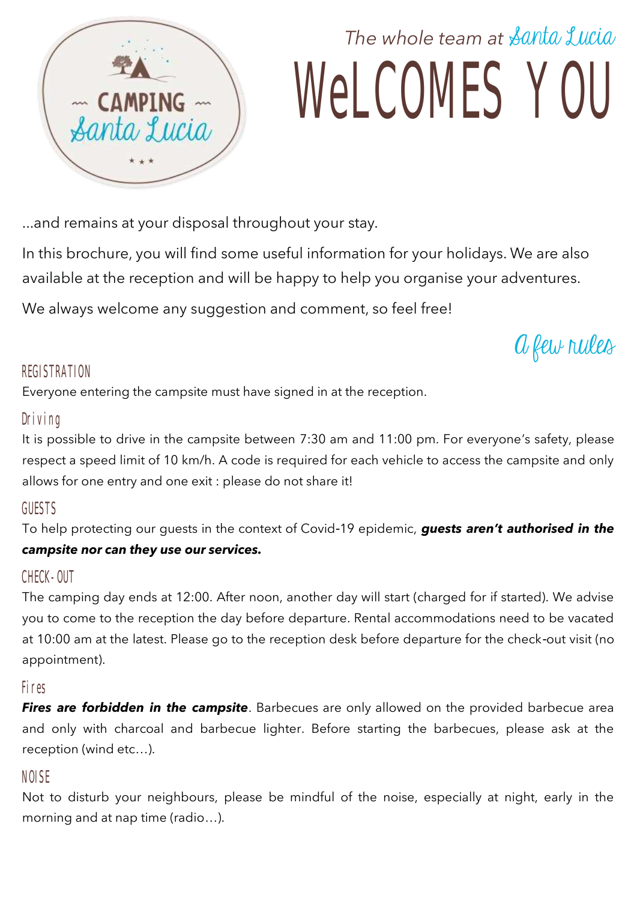CAMPING Santa Lucia

The whole team at Santa Lucia

# WeLCOMES YOU

...and remains at your disposal throughout your stay.

In this brochure, you will find some useful information for your holidays. We are also available at the reception and will be happy to help you organise your adventures.

We always welcome any suggestion and comment, so feel free!

## A few rules

### REGISTRATION

Everyone entering the campsite must have signed in at the reception.

### Driving

It is possible to drive in the campsite between 7:30 am and 11:00 pm. For everyone's safety, please respect a speed limit of 10 km/h. A code is required for each vehicle to access the campsite and only allows for one entry and one exit : please do not share it!

### GUESTS

To help protecting our guests in the context of Covid-19 epidemic, ***guests aren't authorised in the campsite nor can they use our services.***

### CHECK-OUT

The camping day ends at 12:00. After noon, another day will start (charged for if started). We advise you to come to the reception the day before departure. Rental accommodations need to be vacated at 10:00 am at the latest. Please go to the reception desk before departure for the check-out visit (no appointment).

### Fires

***Fires are forbidden in the campsite***. Barbecues are only allowed on the provided barbecue area and only with charcoal and barbecue lighter. Before starting the barbecues, please ask at the reception (wind etc…).

### NOISE

Not to disturb your neighbours, please be mindful of the noise, especially at night, early in the morning and at nap time (radio…).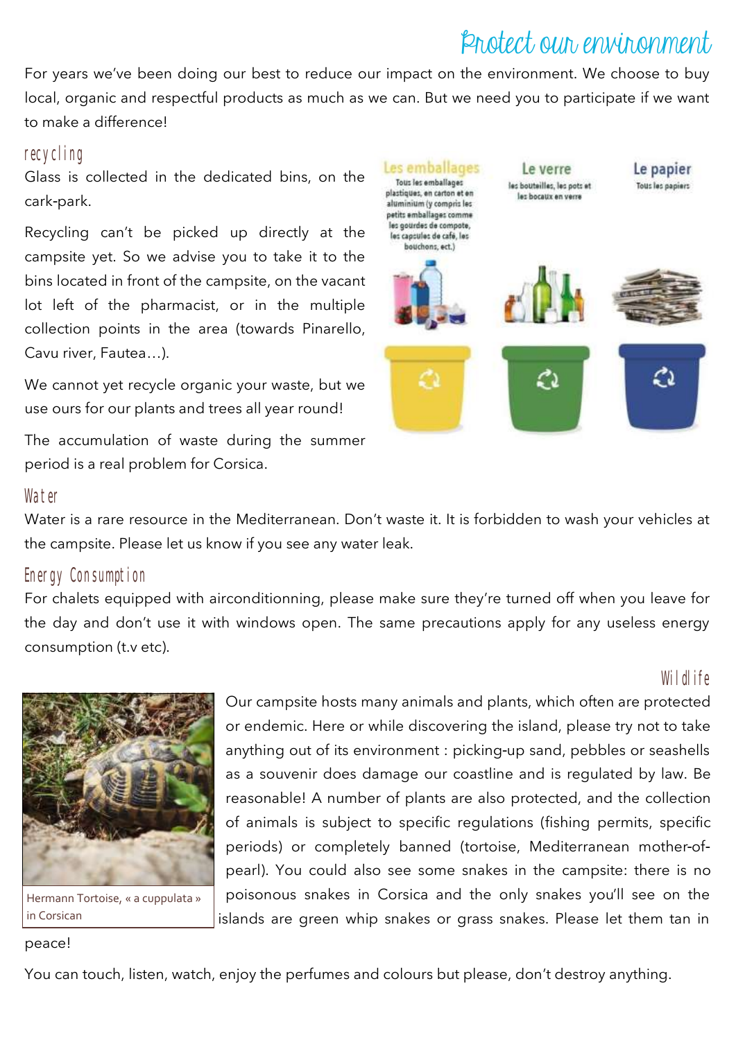# Protect our environment

For years we've been doing our best to reduce our impact on the environment. We choose to buy local, organic and respectful products as much as we can. But we need you to participate if we want to make a difference!

## recycling

Glass is collected in the dedicated bins, on the cark-park.

Recycling can't be picked up directly at the campsite yet. So we advise you to take it to the bins located in front of the campsite, on the vacant lot left of the pharmacist, or in the multiple collection points in the area (towards Pinarello, Cavu river, Fautea…).

We cannot yet recycle organic your waste, but we use ours for our plants and trees all year round!

The accumulation of waste during the summer period is a real problem for Corsica.

**Les emballages**
Tous les emballages plastiques, en carton et en aluminium (y compris les petits emballages comme les gourdes de compote, les capsules de café, les bouchons, ect.)

**Le verre**
les bouteilles, les pots et les bocaux en verre

**Le papier**
Tous les papiers

## Water

Water is a rare resource in the Mediterranean. Don't waste it. It is forbidden to wash your vehicles at the campsite. Please let us know if you see any water leak.

## Energy Consumption

For chalets equipped with airconditionning, please make sure they're turned off when you leave for the day and don't use it with windows open. The same precautions apply for any useless energy consumption (t.v etc).

## Wildlife

Our campsite hosts many animals and plants, which often are protected or endemic. Here or while discovering the island, please try not to take anything out of its environment : picking-up sand, pebbles or seashells as a souvenir does damage our coastline and is regulated by law. Be reasonable! A number of plants are also protected, and the collection of animals is subject to specific regulations (fishing permits, specific periods) or completely banned (tortoise, Mediterranean mother-of-pearl). You could also see some snakes in the campsite: there is no poisonous snakes in Corsica and the only snakes you'll see on the islands are green whip snakes or grass snakes. Please let them tan in peace!

Hermann Tortoise, « a cuppulata » in Corsican

You can touch, listen, watch, enjoy the perfumes and colours but please, don't destroy anything.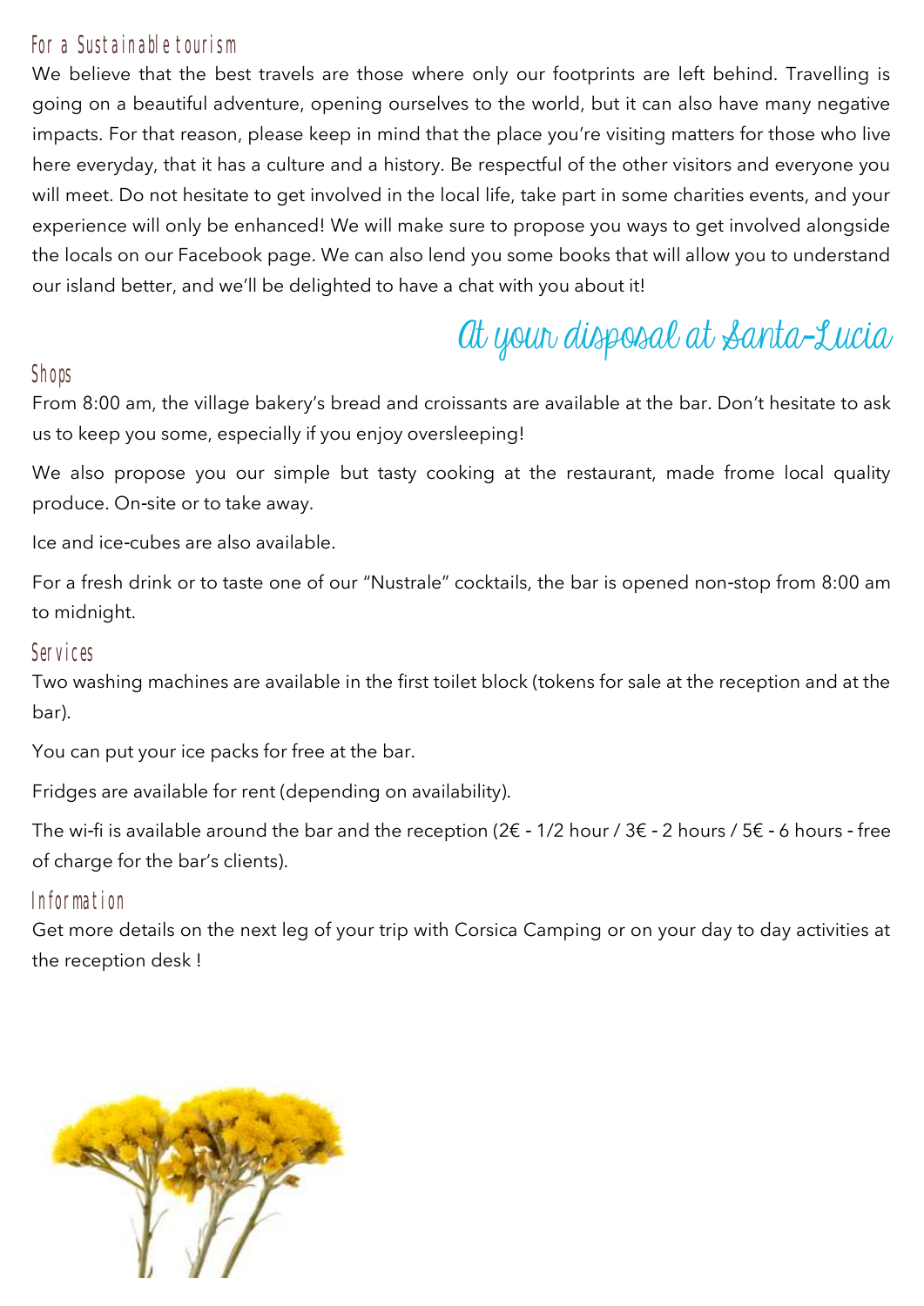### For a Sustainable tourism

We believe that the best travels are those where only our footprints are left behind. Travelling is going on a beautiful adventure, opening ourselves to the world, but it can also have many negative impacts. For that reason, please keep in mind that the place you're visiting matters for those who live here everyday, that it has a culture and a history. Be respectful of the other visitors and everyone you will meet. Do not hesitate to get involved in the local life, take part in some charities events, and your experience will only be enhanced! We will make sure to propose you ways to get involved alongside the locals on our Facebook page. We can also lend you some books that will allow you to understand our island better, and we'll be delighted to have a chat with you about it!

## At your disposal at Santa-Lucia

### Shops

From 8:00 am, the village bakery's bread and croissants are available at the bar. Don't hesitate to ask us to keep you some, especially if you enjoy oversleeping!

We also propose you our simple but tasty cooking at the restaurant, made frome local quality produce. On-site or to take away.

Ice and ice-cubes are also available.

For a fresh drink or to taste one of our "Nustrale" cocktails, the bar is opened non-stop from 8:00 am to midnight.

### Services

Two washing machines are available in the first toilet block (tokens for sale at the reception and at the bar).

You can put your ice packs for free at the bar.

Fridges are available for rent (depending on availability).

The wi-fi is available around the bar and the reception (2€ - 1/2 hour / 3€ - 2 hours / 5€ - 6 hours - free of charge for the bar's clients).

### Information

Get more details on the next leg of your trip with Corsica Camping or on your day to day activities at the reception desk !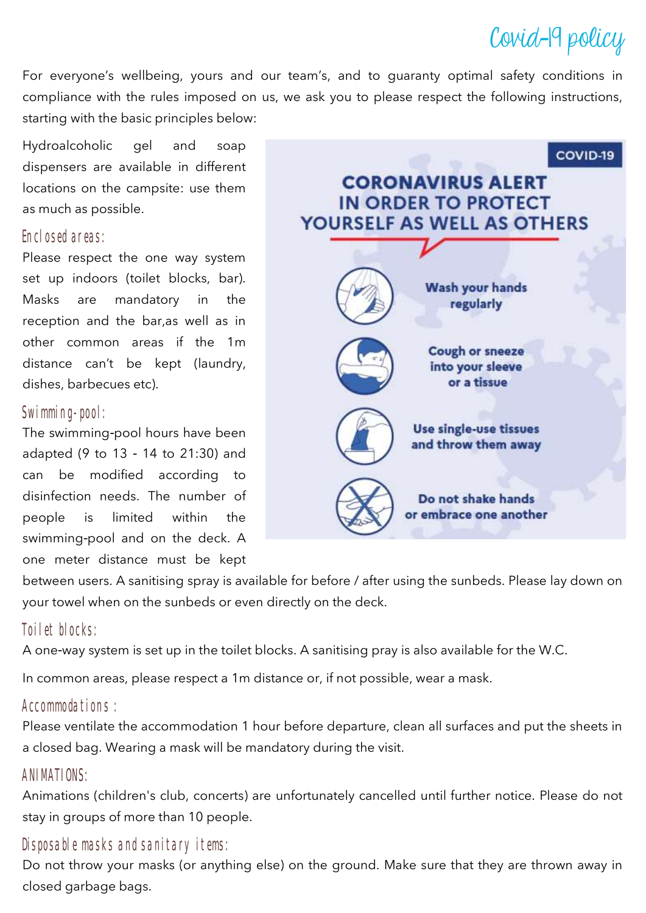# Covid-19 policy

For everyone's wellbeing, yours and our team's, and to guaranty optimal safety conditions in compliance with the rules imposed on us, we ask you to please respect the following instructions, starting with the basic principles below:

Hydroalcoholic gel and soap dispensers are available in different locations on the campsite: use them as much as possible.

COVID-19

**CORONAVIRUS ALERT IN ORDER TO PROTECT YOURSELF AS WELL AS OTHERS**

- **Wash your hands regularly**
- **Cough or sneeze into your sleeve or a tissue**
- **Use single-use tissues and throw them away**
- **Do not shake hands or embrace one another**

## Enclosed areas:

Please respect the one way system set up indoors (toilet blocks, bar). Masks are mandatory in the reception and the bar,as well as in other common areas if the 1m distance can't be kept (laundry, dishes, barbecues etc).

## Swimming-pool:

The swimming-pool hours have been adapted (9 to 13 - 14 to 21:30) and can be modified according to disinfection needs. The number of people is limited within the swimming-pool and on the deck. A one meter distance must be kept between users. A sanitising spray is available for before / after using the sunbeds. Please lay down on your towel when on the sunbeds or even directly on the deck.

## Toilet blocks:

A one-way system is set up in the toilet blocks. A sanitising pray is also available for the W.C.

In common areas, please respect a 1m distance or, if not possible, wear a mask.

## Accommodations :

Please ventilate the accommodation 1 hour before departure, clean all surfaces and put the sheets in a closed bag. Wearing a mask will be mandatory during the visit.

## ANIMATIONS:

Animations (children's club, concerts) are unfortunately cancelled until further notice. Please do not stay in groups of more than 10 people.

## Disposable masks and sanitary items:

Do not throw your masks (or anything else) on the ground. Make sure that they are thrown away in closed garbage bags.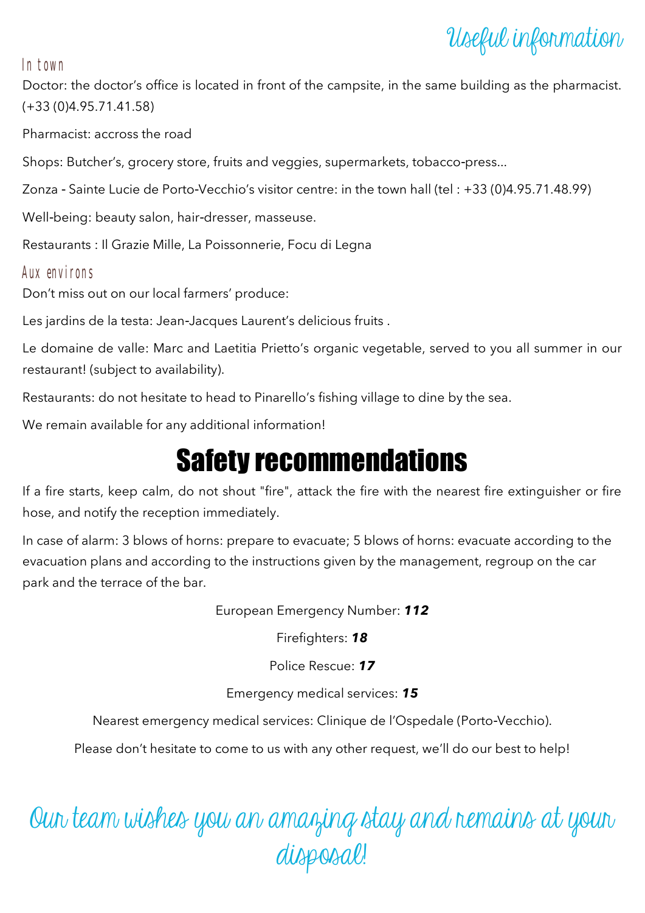# Useful information

## In town

Doctor: the doctor's office is located in front of the campsite, in the same building as the pharmacist. (+33 (0)4.95.71.41.58)

Pharmacist: accross the road

Shops: Butcher's, grocery store, fruits and veggies, supermarkets, tobacco-press…

Zonza - Sainte Lucie de Porto-Vecchio's visitor centre: in the town hall (tel : +33 (0)4.95.71.48.99)

Well-being: beauty salon, hair-dresser, masseuse.

Restaurants : Il Grazie Mille, La Poissonnerie, Focu di Legna

## Aux environs

Don't miss out on our local farmers' produce:

Les jardins de la testa: Jean-Jacques Laurent's delicious fruits .

Le domaine de valle: Marc and Laetitia Prietto's organic vegetable, served to you all summer in our restaurant! (subject to availability).

Restaurants: do not hesitate to head to Pinarello's fishing village to dine by the sea.

We remain available for any additional information!

# Safety recommendations

If a fire starts, keep calm, do not shout "fire", attack the fire with the nearest fire extinguisher or fire hose, and notify the reception immediately.

In case of alarm: 3 blows of horns: prepare to evacuate; 5 blows of horns: evacuate according to the evacuation plans and according to the instructions given by the management, regroup on the car park and the terrace of the bar.

European Emergency Number: ***112***

Firefighters: ***18***

Police Rescue: ***17***

Emergency medical services: ***15***

Nearest emergency medical services: Clinique de l'Ospedale (Porto-Vecchio).

Please don't hesitate to come to us with any other request, we'll do our best to help!

## Our team wishes you an amazing stay and remains at your disposal!